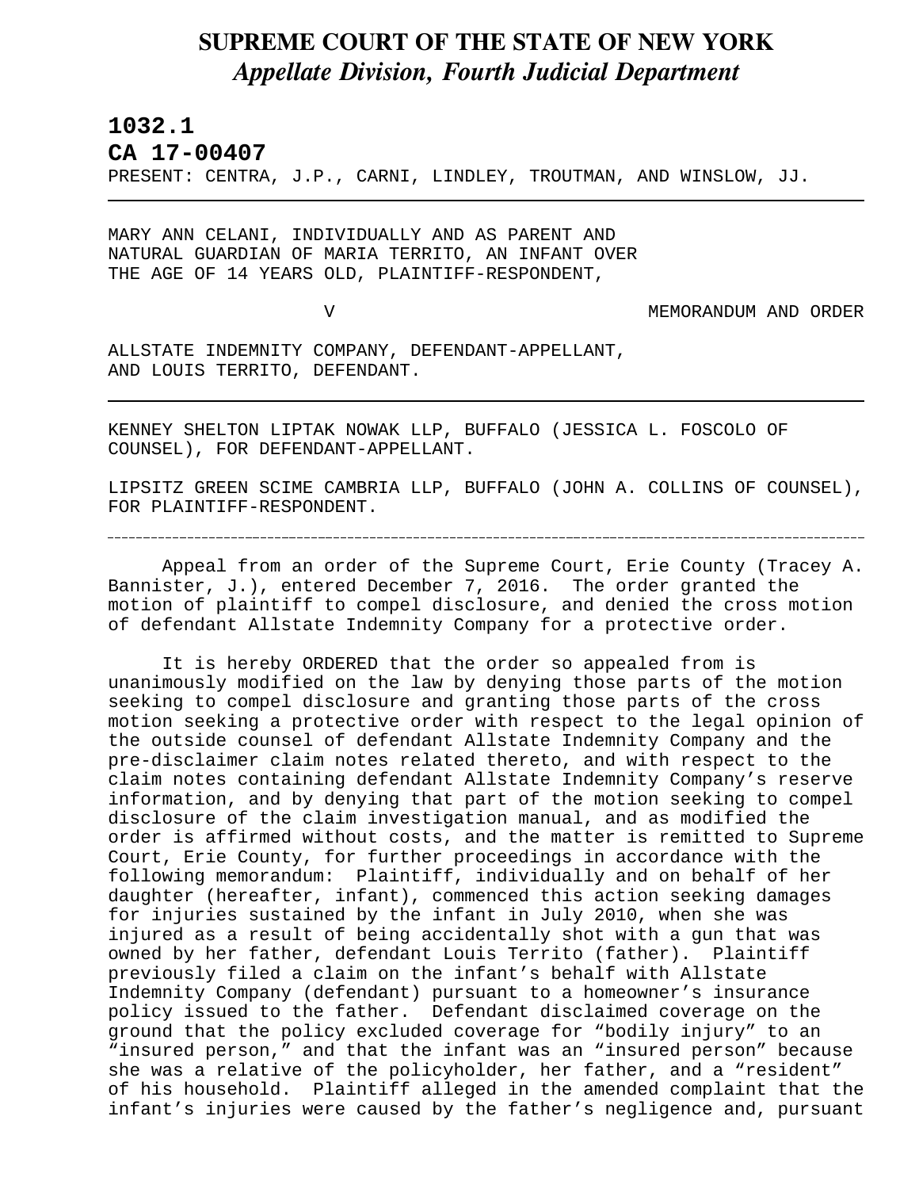# SUPREME COURT OF THE STATE OF NEW YORK
## *Appellate Division, Fourth Judicial Department*

**1032.1**

**CA 17-00407**

PRESENT: CENTRA, J.P., CARNI, LINDLEY, TROUTMAN, AND WINSLOW, JJ.

---

MARY ANN CELANI, INDIVIDUALLY AND AS PARENT AND NATURAL GUARDIAN OF MARIA TERRITO, AN INFANT OVER THE AGE OF 14 YEARS OLD, PLAINTIFF-RESPONDENT,

V MEMORANDUM AND ORDER

ALLSTATE INDEMNITY COMPANY, DEFENDANT-APPELLANT, AND LOUIS TERRITO, DEFENDANT.

---

KENNEY SHELTON LIPTAK NOWAK LLP, BUFFALO (JESSICA L. FOSCOLO OF COUNSEL), FOR DEFENDANT-APPELLANT.

LIPSITZ GREEN SCIME CAMBRIA LLP, BUFFALO (JOHN A. COLLINS OF COUNSEL), FOR PLAINTIFF-RESPONDENT.

---

Appeal from an order of the Supreme Court, Erie County (Tracey A. Bannister, J.), entered December 7, 2016. The order granted the motion of plaintiff to compel disclosure, and denied the cross motion of defendant Allstate Indemnity Company for a protective order.

It is hereby ORDERED that the order so appealed from is unanimously modified on the law by denying those parts of the motion seeking to compel disclosure and granting those parts of the cross motion seeking a protective order with respect to the legal opinion of the outside counsel of defendant Allstate Indemnity Company and the pre-disclaimer claim notes related thereto, and with respect to the claim notes containing defendant Allstate Indemnity Company's reserve information, and by denying that part of the motion seeking to compel disclosure of the claim investigation manual, and as modified the order is affirmed without costs, and the matter is remitted to Supreme Court, Erie County, for further proceedings in accordance with the following memorandum: Plaintiff, individually and on behalf of her daughter (hereafter, infant), commenced this action seeking damages for injuries sustained by the infant in July 2010, when she was injured as a result of being accidentally shot with a gun that was owned by her father, defendant Louis Territo (father). Plaintiff previously filed a claim on the infant's behalf with Allstate Indemnity Company (defendant) pursuant to a homeowner's insurance policy issued to the father. Defendant disclaimed coverage on the ground that the policy excluded coverage for "bodily injury" to an "insured person," and that the infant was an "insured person" because she was a relative of the policyholder, her father, and a "resident" of his household. Plaintiff alleged in the amended complaint that the infant's injuries were caused by the father's negligence and, pursuant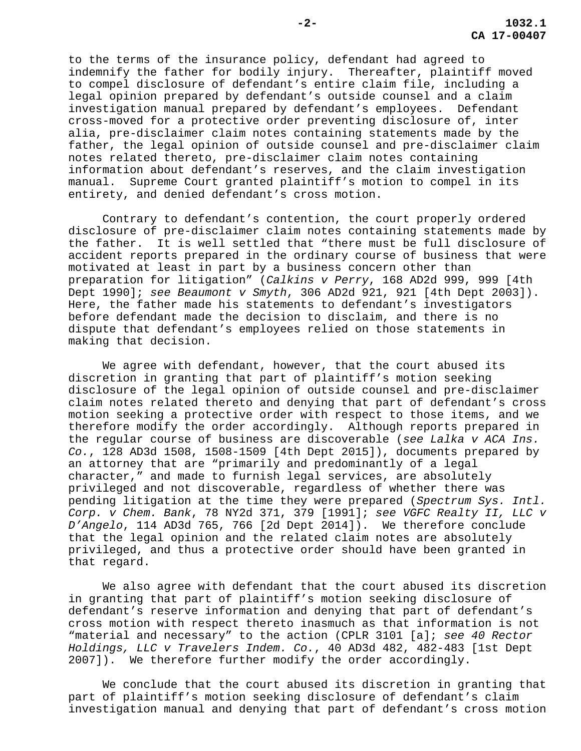to the terms of the insurance policy, defendant had agreed to indemnify the father for bodily injury. Thereafter, plaintiff moved to compel disclosure of defendant's entire claim file, including a legal opinion prepared by defendant's outside counsel and a claim investigation manual prepared by defendant's employees. Defendant cross-moved for a protective order preventing disclosure of, inter alia, pre-disclaimer claim notes containing statements made by the father, the legal opinion of outside counsel and pre-disclaimer claim notes related thereto, pre-disclaimer claim notes containing information about defendant's reserves, and the claim investigation manual. Supreme Court granted plaintiff's motion to compel in its entirety, and denied defendant's cross motion.

Contrary to defendant's contention, the court properly ordered disclosure of pre-disclaimer claim notes containing statements made by the father. It is well settled that "there must be full disclosure of accident reports prepared in the ordinary course of business that were motivated at least in part by a business concern other than preparation for litigation" (*Calkins v Perry*, 168 AD2d 999, 999 [4th Dept 1990]; *see Beaumont v Smyth*, 306 AD2d 921, 921 [4th Dept 2003]). Here, the father made his statements to defendant's investigators before defendant made the decision to disclaim, and there is no dispute that defendant's employees relied on those statements in making that decision.

We agree with defendant, however, that the court abused its discretion in granting that part of plaintiff's motion seeking disclosure of the legal opinion of outside counsel and pre-disclaimer claim notes related thereto and denying that part of defendant's cross motion seeking a protective order with respect to those items, and we therefore modify the order accordingly. Although reports prepared in the regular course of business are discoverable (*see Lalka v ACA Ins. Co.*, 128 AD3d 1508, 1508-1509 [4th Dept 2015]), documents prepared by an attorney that are "primarily and predominantly of a legal character," and made to furnish legal services, are absolutely privileged and not discoverable, regardless of whether there was pending litigation at the time they were prepared (*Spectrum Sys. Intl. Corp. v Chem. Bank*, 78 NY2d 371, 379 [1991]; *see VGFC Realty II, LLC v D'Angelo*, 114 AD3d 765, 766 [2d Dept 2014]). We therefore conclude that the legal opinion and the related claim notes are absolutely privileged, and thus a protective order should have been granted in that regard.

We also agree with defendant that the court abused its discretion in granting that part of plaintiff's motion seeking disclosure of defendant's reserve information and denying that part of defendant's cross motion with respect thereto inasmuch as that information is not "material and necessary" to the action (CPLR 3101 [a]; *see 40 Rector Holdings, LLC v Travelers Indem. Co.*, 40 AD3d 482, 482-483 [1st Dept 2007]). We therefore further modify the order accordingly.

We conclude that the court abused its discretion in granting that part of plaintiff's motion seeking disclosure of defendant's claim investigation manual and denying that part of defendant's cross motion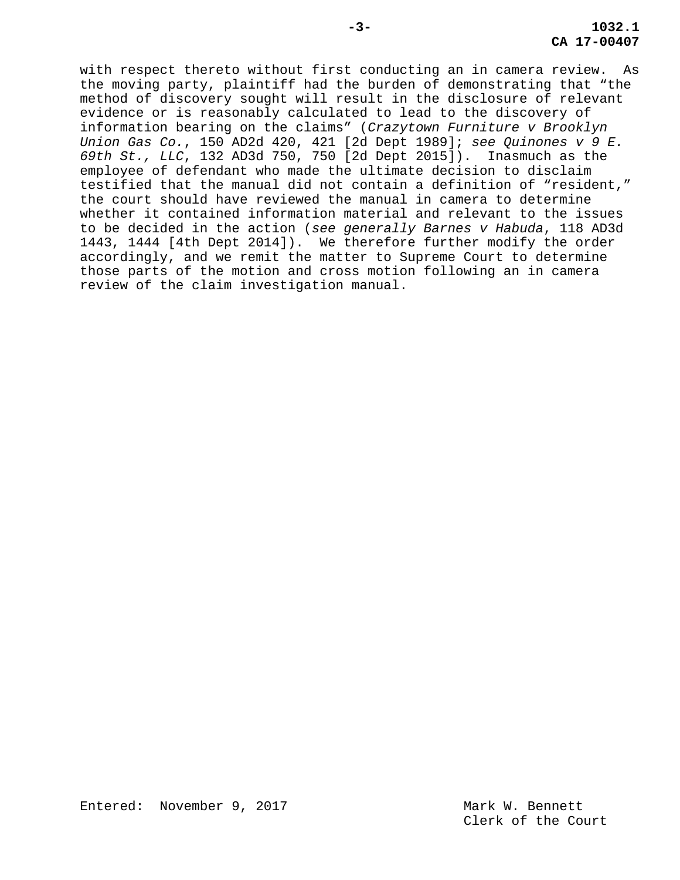with respect thereto without first conducting an in camera review. As the moving party, plaintiff had the burden of demonstrating that "the method of discovery sought will result in the disclosure of relevant evidence or is reasonably calculated to lead to the discovery of information bearing on the claims" (*Crazytown Furniture v Brooklyn Union Gas Co.*, 150 AD2d 420, 421 [2d Dept 1989]; *see Quinones v 9 E. 69th St., LLC*, 132 AD3d 750, 750 [2d Dept 2015]). Inasmuch as the employee of defendant who made the ultimate decision to disclaim testified that the manual did not contain a definition of "resident," the court should have reviewed the manual in camera to determine whether it contained information material and relevant to the issues to be decided in the action (*see generally Barnes v Habuda*, 118 AD3d 1443, 1444 [4th Dept 2014]). We therefore further modify the order accordingly, and we remit the matter to Supreme Court to determine those parts of the motion and cross motion following an in camera review of the claim investigation manual.

Entered: November 9, 2017

Mark W. Bennett
Clerk of the Court